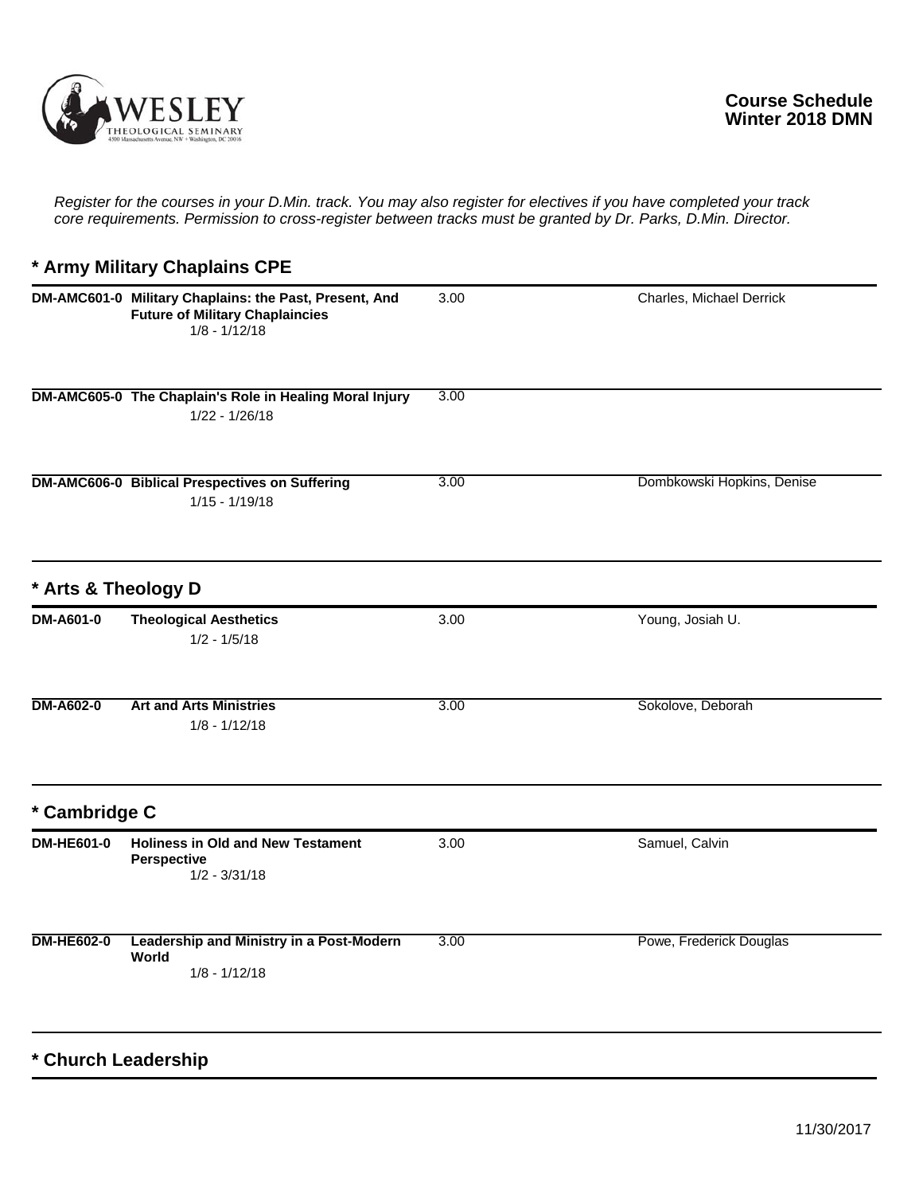**Course Schedule**
**Winter 2018 DMN**

*Register for the courses in your D.Min. track. You may also register for electives if you have completed your track core requirements. Permission to cross-register between tracks must be granted by Dr. Parks, D.Min. Director.*

## * Army Military Chaplains CPE

| Course | Title | Credits | Instructor |
|---|---|---|---|
| DM-AMC601-0 | **Military Chaplains: the Past, Present, And Future of Military Chaplaincies**<br>1/8 - 1/12/18 | 3.00 | Charles, Michael Derrick |
| DM-AMC605-0 | **The Chaplain's Role in Healing Moral Injury**<br>1/22 - 1/26/18 | 3.00 | |
| DM-AMC606-0 | **Biblical Prespectives on Suffering**<br>1/15 - 1/19/18 | 3.00 | Dombkowski Hopkins, Denise |

## * Arts & Theology D

| Course | Title | Credits | Instructor |
|---|---|---|---|
| DM-A601-0 | **Theological Aesthetics**<br>1/2 - 1/5/18 | 3.00 | Young, Josiah U. |
| DM-A602-0 | **Art and Arts Ministries**<br>1/8 - 1/12/18 | 3.00 | Sokolove, Deborah |

## * Cambridge C

| Course | Title | Credits | Instructor |
|---|---|---|---|
| DM-HE601-0 | **Holiness in Old and New Testament Perspective**<br>1/2 - 3/31/18 | 3.00 | Samuel, Calvin |
| DM-HE602-0 | **Leadership and Ministry in a Post-Modern World**<br>1/8 - 1/12/18 | 3.00 | Powe, Frederick Douglas |

## * Church Leadership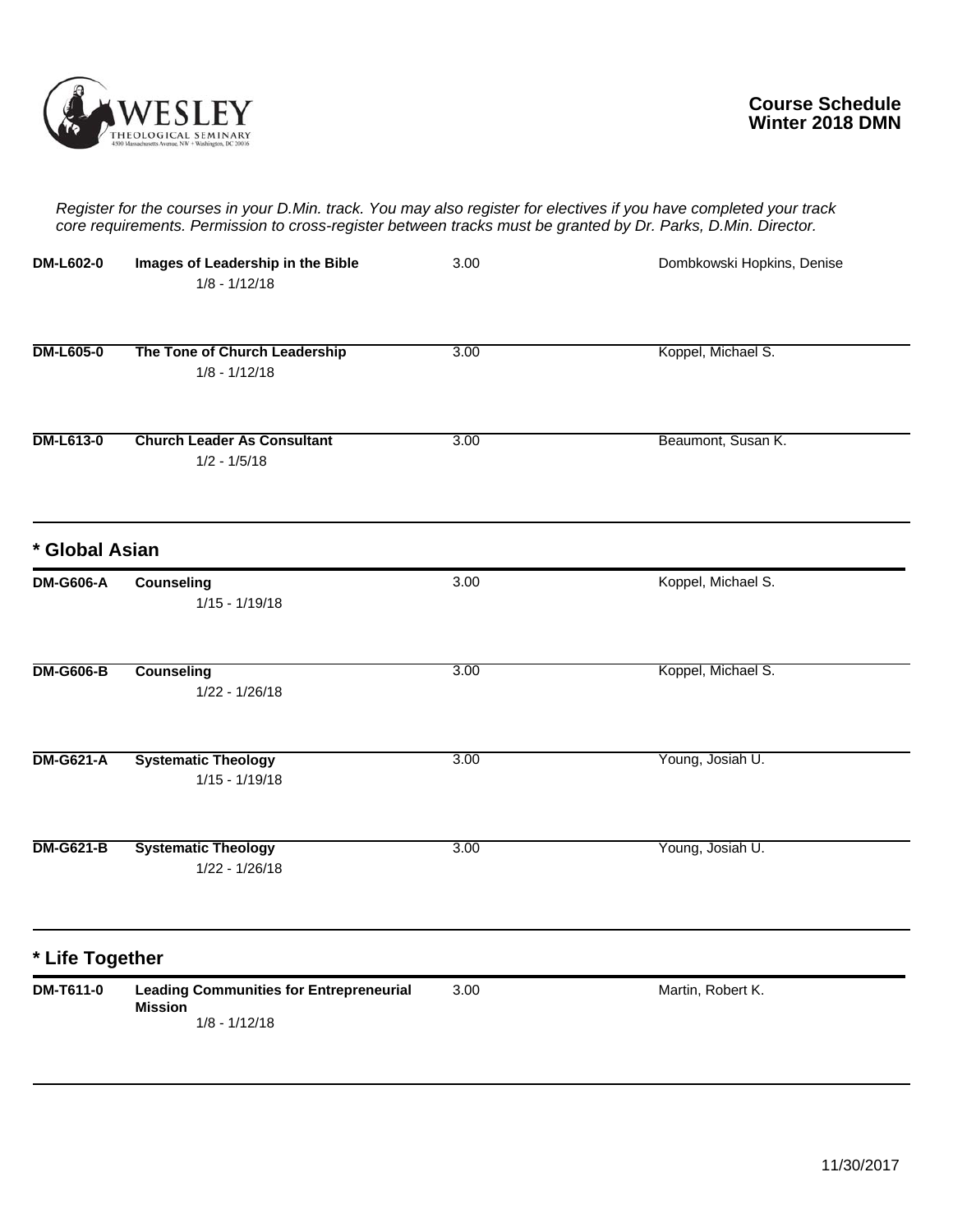# Course Schedule
## Winter 2018 DMN

*Register for the courses in your D.Min. track. You may also register for electives if you have completed your track core requirements. Permission to cross-register between tracks must be granted by Dr. Parks, D.Min. Director.*

| Course | Title | Credits | Instructor |
|---|---|---|---|
| **DM-L602-0** | **Images of Leadership in the Bible**<br>1/8 - 1/12/18 | 3.00 | Dombkowski Hopkins, Denise |
| **DM-L605-0** | **The Tone of Church Leadership**<br>1/8 - 1/12/18 | 3.00 | Koppel, Michael S. |
| **DM-L613-0** | **Church Leader As Consultant**<br>1/2 - 1/5/18 | 3.00 | Beaumont, Susan K. |

## * Global Asian

| Course | Title | Credits | Instructor |
|---|---|---|---|
| **DM-G606-A** | **Counseling**<br>1/15 - 1/19/18 | 3.00 | Koppel, Michael S. |
| **DM-G606-B** | **Counseling**<br>1/22 - 1/26/18 | 3.00 | Koppel, Michael S. |
| **DM-G621-A** | **Systematic Theology**<br>1/15 - 1/19/18 | 3.00 | Young, Josiah U. |
| **DM-G621-B** | **Systematic Theology**<br>1/22 - 1/26/18 | 3.00 | Young, Josiah U. |

## * Life Together

| Course | Title | Credits | Instructor |
|---|---|---|---|
| **DM-T611-0** | **Leading Communities for Entrepreneurial Mission**<br>1/8 - 1/12/18 | 3.00 | Martin, Robert K. |

11/30/2017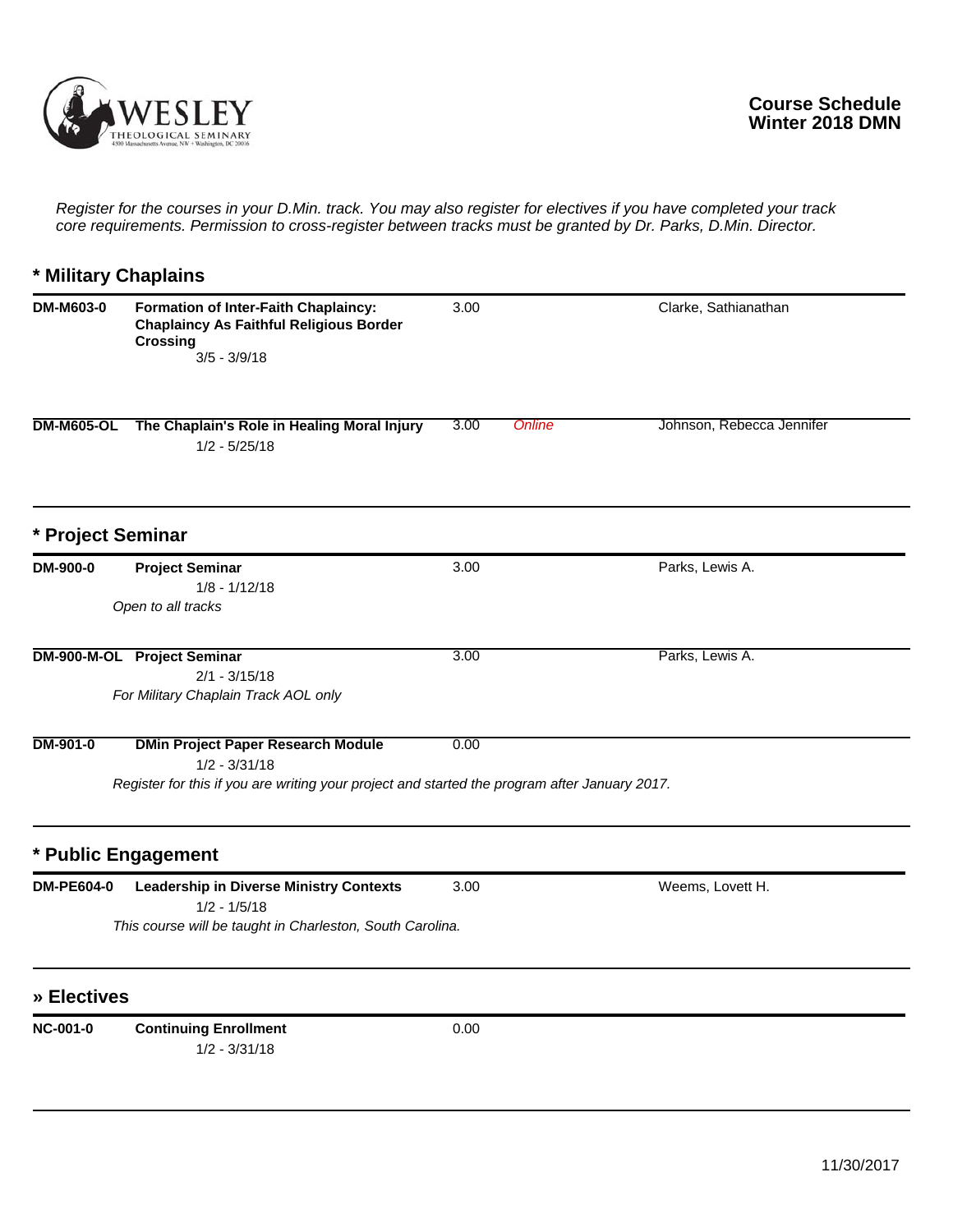**Course Schedule**
**Winter 2018 DMN**

*Register for the courses in your D.Min. track. You may also register for electives if you have completed your track core requirements. Permission to cross-register between tracks must be granted by Dr. Parks, D.Min. Director.*

## * Military Chaplains

| | | | | |
|---|---|---|---|---|
| **DM-M603-0** | **Formation of Inter-Faith Chaplaincy: Chaplaincy As Faithful Religious Border Crossing** 3/5 - 3/9/18 | 3.00 | | Clarke, Sathianathan |
| **DM-M605-OL** | **The Chaplain's Role in Healing Moral Injury** 1/2 - 5/25/18 | 3.00 | *Online* | Johnson, Rebecca Jennifer |

## * Project Seminar

| | | | | |
|---|---|---|---|---|
| **DM-900-0** | **Project Seminar** 1/8 - 1/12/18 *Open to all tracks* | 3.00 | | Parks, Lewis A. |
| **DM-900-M-OL** | **Project Seminar** 2/1 - 3/15/18 *For Military Chaplain Track AOL only* | 3.00 | | Parks, Lewis A. |
| **DM-901-0** | **DMin Project Paper Research Module** 1/2 - 3/31/18 *Register for this if you are writing your project and started the program after January 2017.* | 0.00 | | |

## * Public Engagement

| | | | | |
|---|---|---|---|---|
| **DM-PE604-0** | **Leadership in Diverse Ministry Contexts** 1/2 - 1/5/18 *This course will be taught in Charleston, South Carolina.* | 3.00 | | Weems, Lovett H. |

## » Electives

| | | | | |
|---|---|---|---|---|
| **NC-001-0** | **Continuing Enrollment** 1/2 - 3/31/18 | 0.00 | | |

11/30/2017